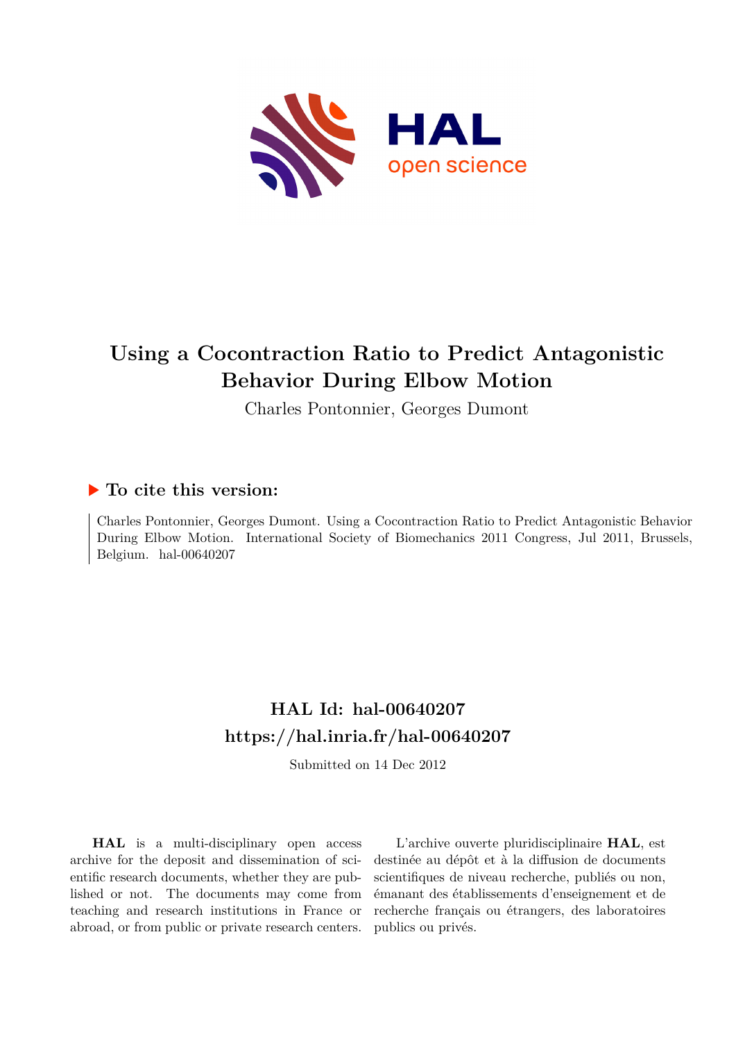# Using a Cocontraction Ratio to Predict Antagonistic Behavior During Elbow Motion

Charles Pontonnier, Georges Dumont

## ▶ To cite this version:

Charles Pontonnier, Georges Dumont. Using a Cocontraction Ratio to Predict Antagonistic Behavior During Elbow Motion. International Society of Biomechanics 2011 Congress, Jul 2011, Brussels, Belgium. hal-00640207

## HAL Id: hal-00640207
## https://hal.inria.fr/hal-00640207

Submitted on 14 Dec 2012

**HAL** is a multi-disciplinary open access archive for the deposit and dissemination of scientific research documents, whether they are published or not. The documents may come from teaching and research institutions in France or abroad, or from public or private research centers.

L'archive ouverte pluridisciplinaire **HAL**, est destinée au dépôt et à la diffusion de documents scientifiques de niveau recherche, publiés ou non, émanant des établissements d'enseignement et de recherche français ou étrangers, des laboratoires publics ou privés.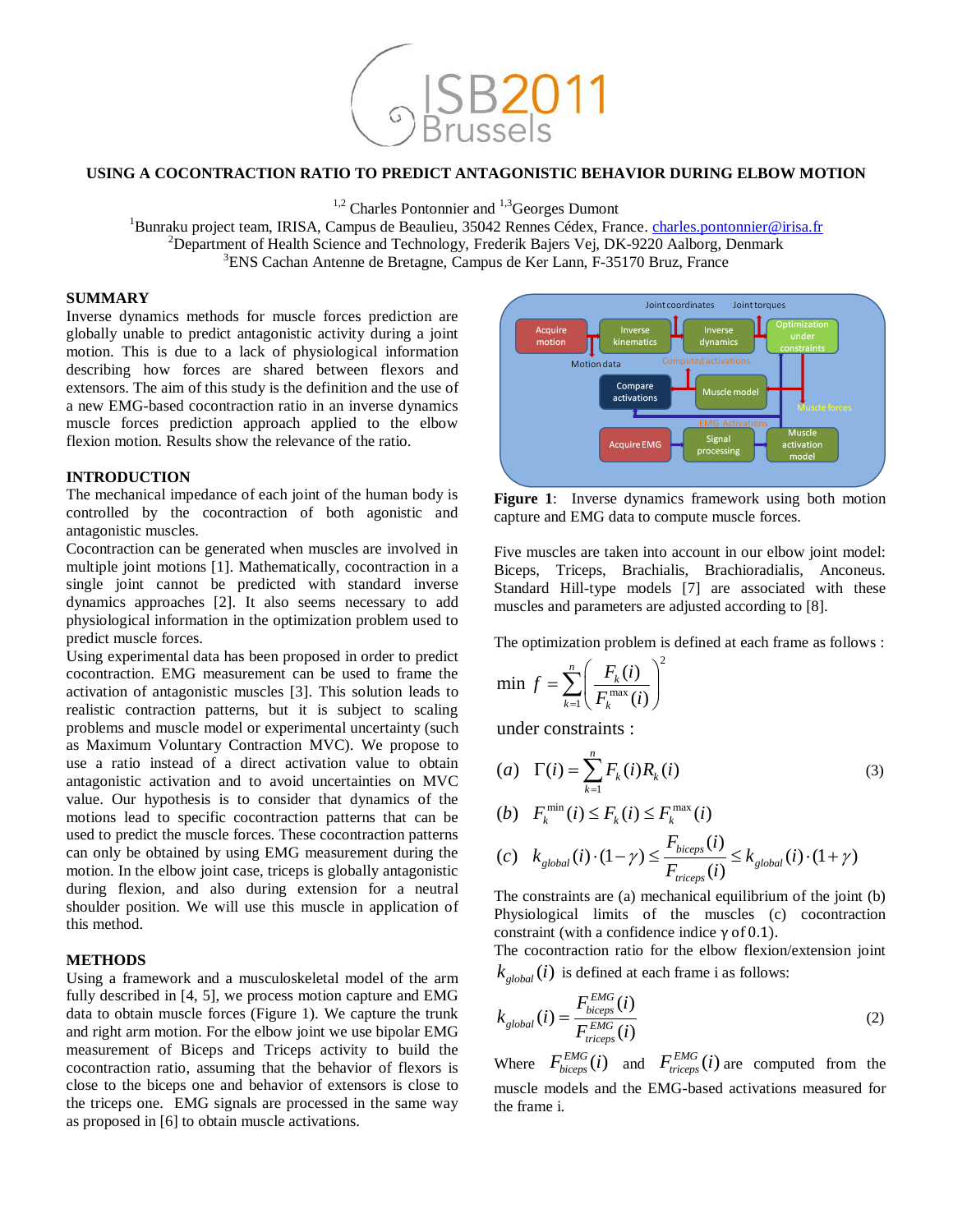# USING A COCONTRACTION RATIO TO PREDICT ANTAGONISTIC BEHAVIOR DURING ELBOW MOTION

[1,2] Charles Pontonnier and [1,3]Georges Dumont

[1]Bunraku project team, IRISA, Campus de Beaulieu, 35042 Rennes Cédex, France. charles.pontonnier@irisa.fr
[2]Department of Health Science and Technology, Frederik Bajers Vej, DK-9220 Aalborg, Denmark
[3]ENS Cachan Antenne de Bretagne, Campus de Ker Lann, F-35170 Bruz, France

## SUMMARY

Inverse dynamics methods for muscle forces prediction are globally unable to predict antagonistic activity during a joint motion. This is due to a lack of physiological information describing how forces are shared between flexors and extensors. The aim of this study is the definition and the use of a new EMG-based cocontraction ratio in an inverse dynamics muscle forces prediction approach applied to the elbow flexion motion. Results show the relevance of the ratio.

## INTRODUCTION

The mechanical impedance of each joint of the human body is controlled by the cocontraction of both agonistic and antagonistic muscles.

Cocontraction can be generated when muscles are involved in multiple joint motions [1]. Mathematically, cocontraction in a single joint cannot be predicted with standard inverse dynamics approaches [2]. It also seems necessary to add physiological information in the optimization problem used to predict muscle forces.

Using experimental data has been proposed in order to predict cocontraction. EMG measurement can be used to frame the activation of antagonistic muscles [3]. This solution leads to realistic contraction patterns, but it is subject to scaling problems and muscle model or experimental uncertainty (such as Maximum Voluntary Contraction MVC). We propose to use a ratio instead of a direct activation value to obtain antagonistic activation and to avoid uncertainties on MVC value. Our hypothesis is to consider that dynamics of the motions lead to specific cocontraction patterns that can be used to predict the muscle forces. These cocontraction patterns can only be obtained by using EMG measurement during the motion. In the elbow joint case, triceps is globally antagonistic during flexion, and also during extension for a neutral shoulder position. We will use this muscle in application of this method.

## METHODS

Using a framework and a musculoskeletal model of the arm fully described in [4, 5], we process motion capture and EMG data to obtain muscle forces (Figure 1). We capture the trunk and right arm motion. For the elbow joint we use bipolar EMG measurement of Biceps and Triceps activity to build the cocontraction ratio, assuming that the behavior of flexors is close to the biceps one and behavior of extensors is close to the triceps one. EMG signals are processed in the same way as proposed in [6] to obtain muscle activations.

**Figure 1**: Inverse dynamics framework using both motion capture and EMG data to compute muscle forces.

Five muscles are taken into account in our elbow joint model: Biceps, Triceps, Brachialis, Brachioradialis, Anconeus. Standard Hill-type models [7] are associated with these muscles and parameters are adjusted according to [8].

The optimization problem is defined at each frame as follows :

$$\min \ f = \sum_{k=1}^{n} \left( \frac{F_k(i)}{F_k^{\max}(i)} \right)^2$$

under constraints :

$$(a) \quad \Gamma(i) = \sum_{k=1}^{n} F_k(i) R_k(i) \tag{3}$$

$$(b) \quad F_k^{\min}(i) \le F_k(i) \le F_k^{\max}(i)$$

$$(c) \quad k_{global}(i) \cdot (1-\gamma) \le \frac{F_{biceps}(i)}{F_{triceps}(i)} \le k_{global}(i) \cdot (1+\gamma)$$

The constraints are (a) mechanical equilibrium of the joint (b) Physiological limits of the muscles (c) cocontraction constraint (with a confidence indice $\gamma$ of 0.1).

The cocontraction ratio for the elbow flexion/extension joint $k_{global}(i)$ is defined at each frame i as follows:

$$k_{global}(i) = \frac{F_{biceps}^{EMG}(i)}{F_{triceps}^{EMG}(i)} \tag{2}$$

Where $F_{biceps}^{EMG}(i)$ and $F_{triceps}^{EMG}(i)$ are computed from the muscle models and the EMG-based activations measured for the frame i.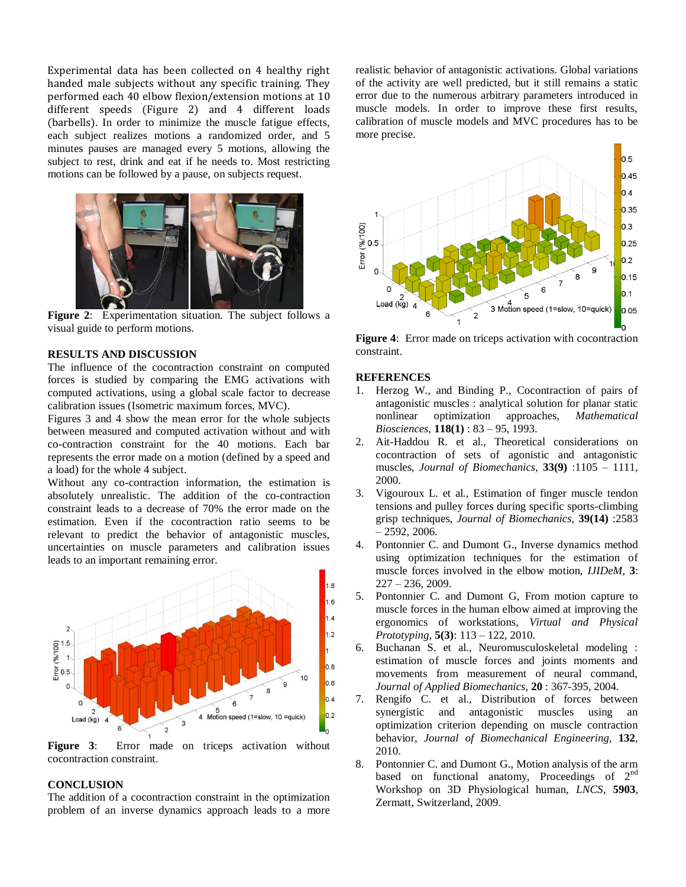Experimental data has been collected on 4 healthy right handed male subjects without any specific training. They performed each 40 elbow flexion/extension motions at 10 different speeds (Figure 2) and 4 different loads (barbells). In order to minimize the muscle fatigue effects, each subject realizes motions a randomized order, and 5 minutes pauses are managed every 5 motions, allowing the subject to rest, drink and eat if he needs to. Most restricting motions can be followed by a pause, on subjects request.

**Figure 2**: Experimentation situation. The subject follows a visual guide to perform motions.

## RESULTS AND DISCUSSION

The influence of the cocontraction constraint on computed forces is studied by comparing the EMG activations with computed activations, using a global scale factor to decrease calibration issues (Isometric maximum forces, MVC).

Figures 3 and 4 show the mean error for the whole subjects between measured and computed activation without and with co-contraction constraint for the 40 motions. Each bar represents the error made on a motion (defined by a speed and a load) for the whole 4 subject.

Without any co-contraction information, the estimation is absolutely unrealistic. The addition of the co-contraction constraint leads to a decrease of 70% the error made on the estimation. Even if the cocontraction ratio seems to be relevant to predict the behavior of antagonistic muscles, uncertainties on muscle parameters and calibration issues leads to an important remaining error.

Error (%/100)
Load (kg)
Motion speed (1=slow, 10 =quick)

**Figure 3**: Error made on triceps activation without cocontraction constraint.

## CONCLUSION

The addition of a cocontraction constraint in the optimization problem of an inverse dynamics approach leads to a more realistic behavior of antagonistic activations. Global variations of the activity are well predicted, but it still remains a static error due to the numerous arbitrary parameters introduced in muscle models. In order to improve these first results, calibration of muscle models and MVC procedures has to be more precise.

Error (%/100)
Load (kg)
Motion speed (1=slow, 10=quick)

**Figure 4**: Error made on triceps activation with cocontraction constraint.

## REFERENCES

1. Herzog W., and Binding P., Cocontraction of pairs of antagonistic muscles : analytical solution for planar static nonlinear optimization approaches, *Mathematical Biosciences*, **118(1)** : 83 – 95, 1993.
2. Ait-Haddou R. et al., Theoretical considerations on cocontraction of sets of agonistic and antagonistic muscles, *Journal of Biomechanics*, **33(9)** :1105 – 1111, 2000.
3. Vigouroux L. et al., Estimation of finger muscle tendon tensions and pulley forces during specific sports-climbing grisp techniques, *Journal of Biomechanics*, **39(14)** :2583 – 2592, 2006.
4. Pontonnier C. and Dumont G., Inverse dynamics method using optimization techniques for the estimation of muscle forces involved in the elbow motion, *IJIDeM*, **3**: 227 – 236, 2009.
5. Pontonnier C. and Dumont G, From motion capture to muscle forces in the human elbow aimed at improving the ergonomics of workstations, *Virtual and Physical Prototyping*, **5(3)**: 113 – 122, 2010.
6. Buchanan S. et al., Neuromusculoskeletal modeling : estimation of muscle forces and joints moments and movements from measurement of neural command, *Journal of Applied Biomechanics*, **20** : 367-395, 2004.
7. Rengifo C. et al., Distribution of forces between synergistic and antagonistic muscles using an optimization criterion depending on muscle contraction behavior, *Journal of Biomechanical Engineering*, **132**, 2010.
8. Pontonnier C. and Dumont G., Motion analysis of the arm based on functional anatomy, Proceedings of 2nd Workshop on 3D Physiological human, *LNCS*, **5903**, Zermatt, Switzerland, 2009.